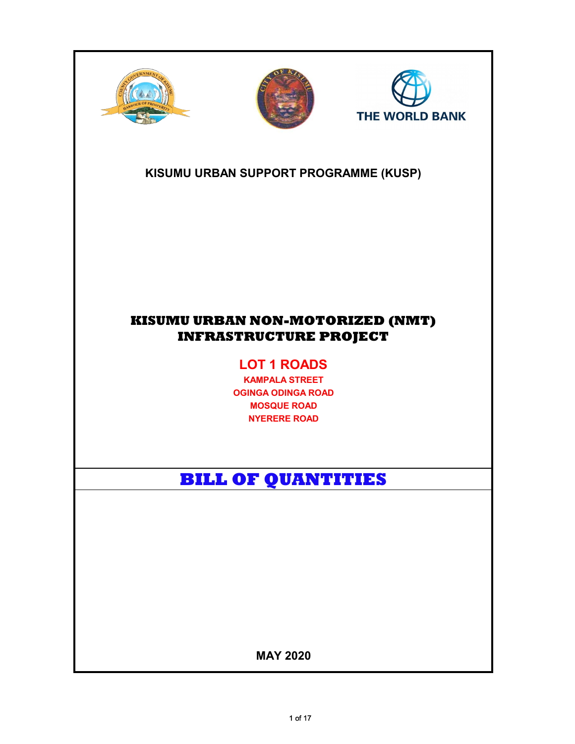**THE WORLD BANK**

**KISUMU URBAN SUPPORT PROGRAMME (KUSP)**

# KISUMU URBAN NON-MOTORIZED (NMT) INFRASTRUCTURE PROJECT

## LOT 1 ROADS

**KAMPALA STREET**
**OGINGA ODINGA ROAD**
**MOSQUE ROAD**
**NYERERE ROAD**

# BILL OF QUANTITIES

**MAY 2020**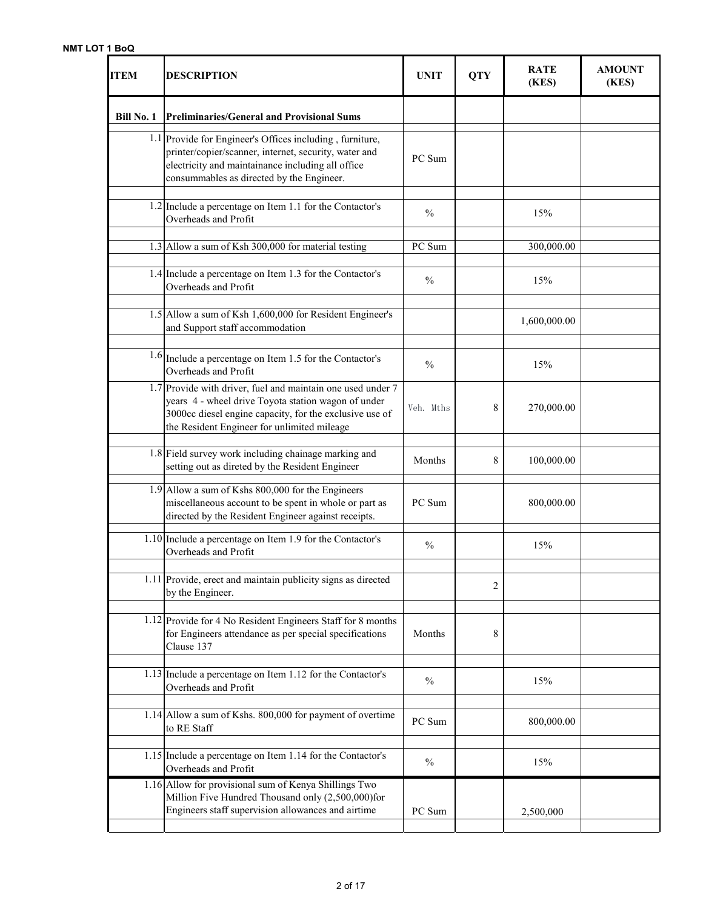**NMT LOT 1 BoQ**

| ITEM | DESCRIPTION | UNIT | QTY | RATE (KES) | AMOUNT (KES) |
|---|---|---|---|---|---|
| Bill No. 1 | **Preliminaries/General and Provisional Sums** | | | | |
| 1.1 | Provide for Engineer's Offices including , furniture, printer/copier/scanner, internet, security, water and electricity and maintainance including all office consummables as directed by the Engineer. | PC Sum | | | |
| 1.2 | Include a percentage on Item 1.1 for the Contactor's Overheads and Profit | % | | 15% | |
| 1.3 | Allow a sum of Ksh 300,000 for material testing | PC Sum | | 300,000.00 | |
| 1.4 | Include a percentage on Item 1.3 for the Contactor's Overheads and Profit | % | | 15% | |
| 1.5 | Allow a sum of Ksh 1,600,000 for Resident Engineer's and Support staff accommodation | | | 1,600,000.00 | |
| 1.6 | Include a percentage on Item 1.5 for the Contactor's Overheads and Profit | % | | 15% | |
| 1.7 | Provide with driver, fuel and maintain one used under 7 years 4 - wheel drive Toyota station wagon of under 3000cc diesel engine capacity, for the exclusive use of the Resident Engineer for unlimited mileage | Veh. Mths | 8 | 270,000.00 | |
| 1.8 | Field survey work including chainage marking and setting out as direted by the Resident Engineer | Months | 8 | 100,000.00 | |
| 1.9 | Allow a sum of Kshs 800,000 for the Engineers miscellaneous account to be spent in whole or part as directed by the Resident Engineer against receipts. | PC Sum | | 800,000.00 | |
| 1.10 | Include a percentage on Item 1.9 for the Contactor's Overheads and Profit | % | | 15% | |
| 1.11 | Provide, erect and maintain publicity signs as directed by the Engineer. | | 2 | | |
| 1.12 | Provide for 4 No Resident Engineers Staff for 8 months for Engineers attendance as per special specifications Clause 137 | Months | 8 | | |
| 1.13 | Include a percentage on Item 1.12 for the Contactor's Overheads and Profit | % | | 15% | |
| 1.14 | Allow a sum of Kshs. 800,000 for payment of overtime to RE Staff | PC Sum | | 800,000.00 | |
| 1.15 | Include a percentage on Item 1.14 for the Contactor's Overheads and Profit | % | | 15% | |
| 1.16 | Allow for provisional sum of Kenya Shillings Two Million Five Hundred Thousand only (2,500,000)for Engineers staff supervision allowances and airtime | PC Sum | | 2,500,000 | |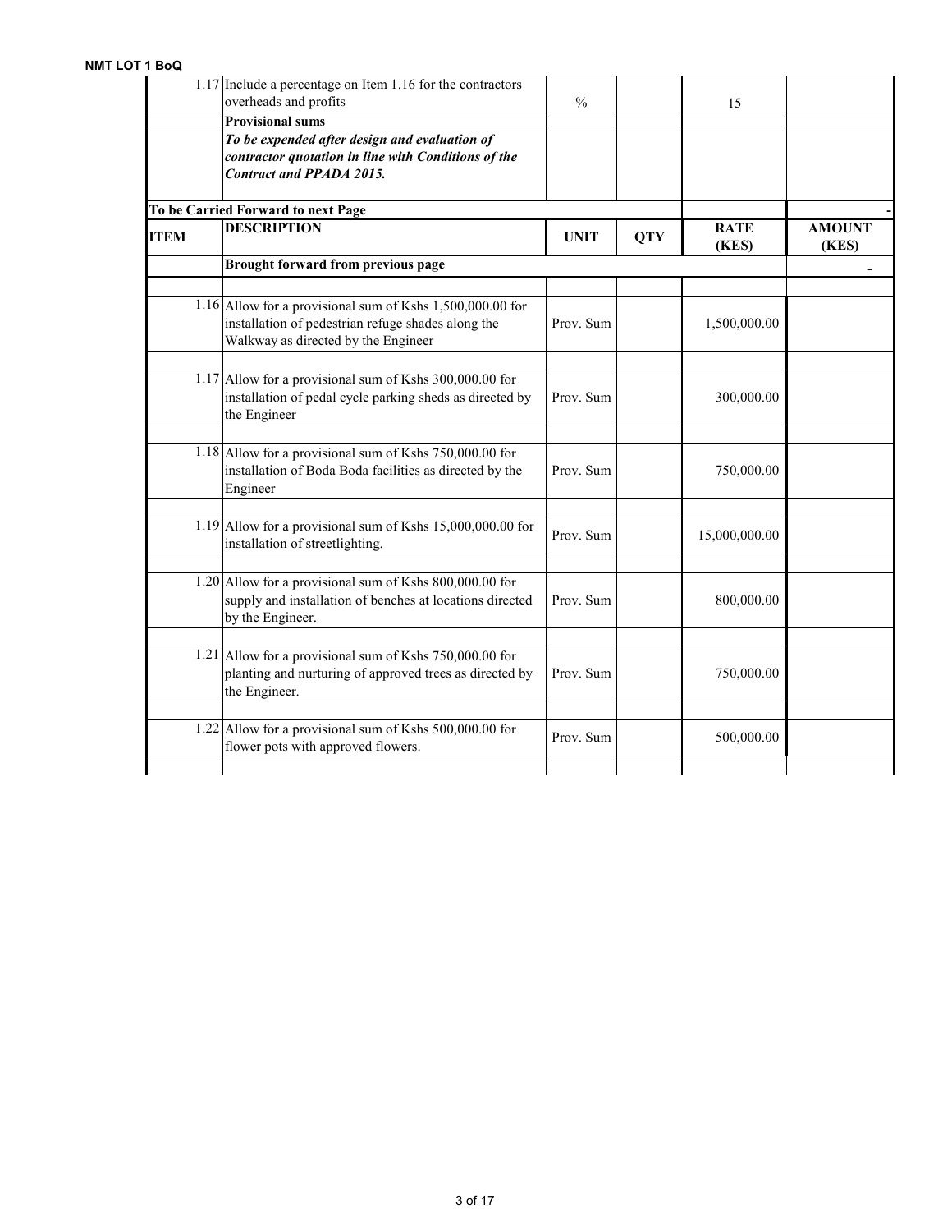| ITEM | DESCRIPTION | UNIT | QTY | RATE (KES) | AMOUNT (KES) |
|---|---|---|---|---|---|
| 1.17 | Include a percentage on Item 1.16 for the contractors overheads and profits | % | | 15 | |
| | **Provisional sums** | | | | |
| | ***To be expended after design and evaluation of contractor quotation in line with Conditions of the Contract and PPADA 2015.*** | | | | |
| | **To be Carried Forward to next Page** | | | | - |

| ITEM | DESCRIPTION | UNIT | QTY | RATE (KES) | AMOUNT (KES) |
|---|---|---|---|---|---|
| | **Brought forward from previous page** | | | | - |
| | | | | | |
| 1.16 | Allow for a provisional sum of Kshs 1,500,000.00 for installation of pedestrian refuge shades along the Walkway as directed by the Engineer | Prov. Sum | | 1,500,000.00 | |
| | | | | | |
| 1.17 | Allow for a provisional sum of Kshs 300,000.00 for installation of pedal cycle parking sheds as directed by the Engineer | Prov. Sum | | 300,000.00 | |
| | | | | | |
| 1.18 | Allow for a provisional sum of Kshs 750,000.00 for installation of Boda Boda facilities as directed by the Engineer | Prov. Sum | | 750,000.00 | |
| | | | | | |
| 1.19 | Allow for a provisional sum of Kshs 15,000,000.00 for installation of streetlighting. | Prov. Sum | | 15,000,000.00 | |
| | | | | | |
| 1.20 | Allow for a provisional sum of Kshs 800,000.00 for supply and installation of benches at locations directed by the Engineer. | Prov. Sum | | 800,000.00 | |
| | | | | | |
| 1.21 | Allow for a provisional sum of Kshs 750,000.00 for planting and nurturing of approved trees as directed by the Engineer. | Prov. Sum | | 750,000.00 | |
| | | | | | |
| 1.22 | Allow for a provisional sum of Kshs 500,000.00 for flower pots with approved flowers. | Prov. Sum | | 500,000.00 | |
| | | | | | |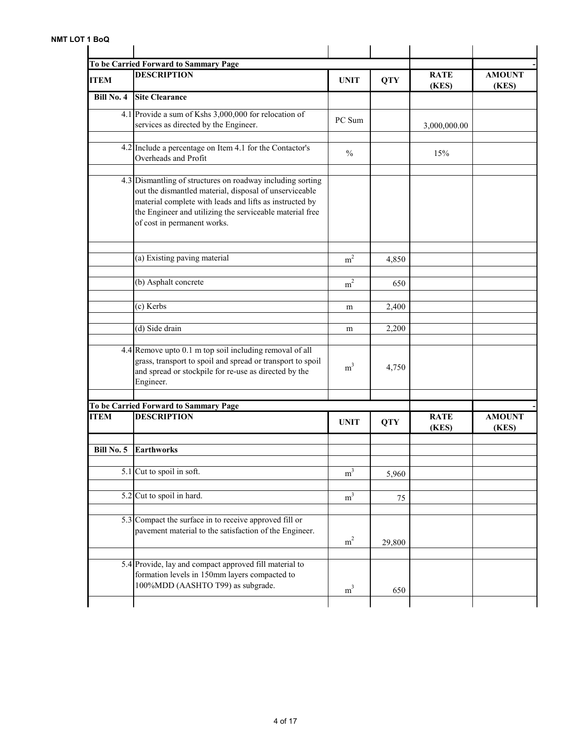**NMT LOT 1 BoQ**

| | To be Carried Forward to Sammary Page | | | | - |
|---|---|---|---|---|---|
| **ITEM** | **DESCRIPTION** | **UNIT** | **QTY** | **RATE (KES)** | **AMOUNT (KES)** |
| **Bill No. 4** | **Site Clearance** | | | | |
| 4.1 | Provide a sum of Kshs 3,000,000 for relocation of services as directed by the Engineer. | PC Sum | | 3,000,000.00 | |
| 4.2 | Include a percentage on Item 4.1 for the Contactor's Overheads and Profit | % | | 15% | |
| 4.3 | Dismantling of structures on roadway including sorting out the dismantled material, disposal of unserviceable material complete with leads and lifts as instructed by the Engineer and utilizing the serviceable material free of cost in permanent works. | | | | |
| | (a) Existing paving material | $m^2$ | 4,850 | | |
| | (b) Asphalt concrete | $m^2$ | 650 | | |
| | (c) Kerbs | m | 2,400 | | |
| | (d) Side drain | m | 2,200 | | |
| 4.4 | Remove upto 0.1 m top soil including removal of all grass, transport to spoil and spread or transport to spoil and spread or stockpile for re-use as directed by the Engineer. | $m^3$ | 4,750 | | |
| | **To be Carried Forward to Sammary Page** | | | | - |

| **ITEM** | **DESCRIPTION** | **UNIT** | **QTY** | **RATE (KES)** | **AMOUNT (KES)** |
|---|---|---|---|---|---|
| **Bill No. 5** | **Earthworks** | | | | |
| 5.1 | Cut to spoil in soft. | $m^3$ | 5,960 | | |
| 5.2 | Cut to spoil in hard. | $m^3$ | 75 | | |
| 5.3 | Compact the surface in to receive approved fill or pavement material to the satisfaction of the Engineer. | $m^2$ | 29,800 | | |
| 5.4 | Provide, lay and compact approved fill material to formation levels in 150mm layers compacted to 100%MDD (AASHTO T99) as subgrade. | $m^3$ | 650 | | |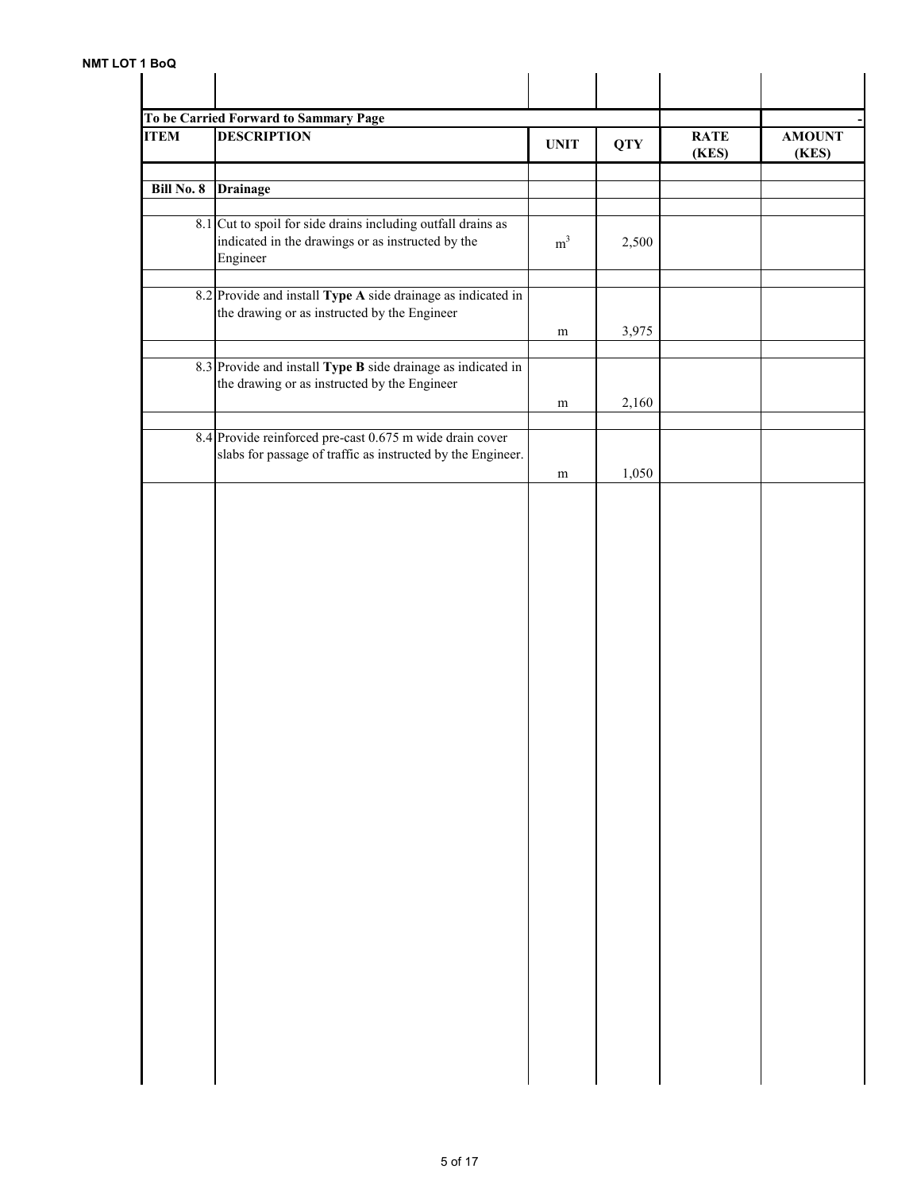| To be Carried Forward to Sammary Page | | | | | - |
|---|---|---|---|---|---|
| **ITEM** | **DESCRIPTION** | **UNIT** | **QTY** | **RATE (KES)** | **AMOUNT (KES)** |
| | | | | | |
| **Bill No. 8** | **Drainage** | | | | |
| | | | | | |
| 8.1 | Cut to spoil for side drains including outfall drains as indicated in the drawings or as instructed by the Engineer | $m^3$ | 2,500 | | |
| | | | | | |
| 8.2 | Provide and install **Type A** side drainage as indicated in the drawing or as instructed by the Engineer | m | 3,975 | | |
| | | | | | |
| 8.3 | Provide and install **Type B** side drainage as indicated in the drawing or as instructed by the Engineer | m | 2,160 | | |
| | | | | | |
| 8.4 | Provide reinforced pre-cast 0.675 m wide drain cover slabs for passage of traffic as instructed by the Engineer. | m | 1,050 | | |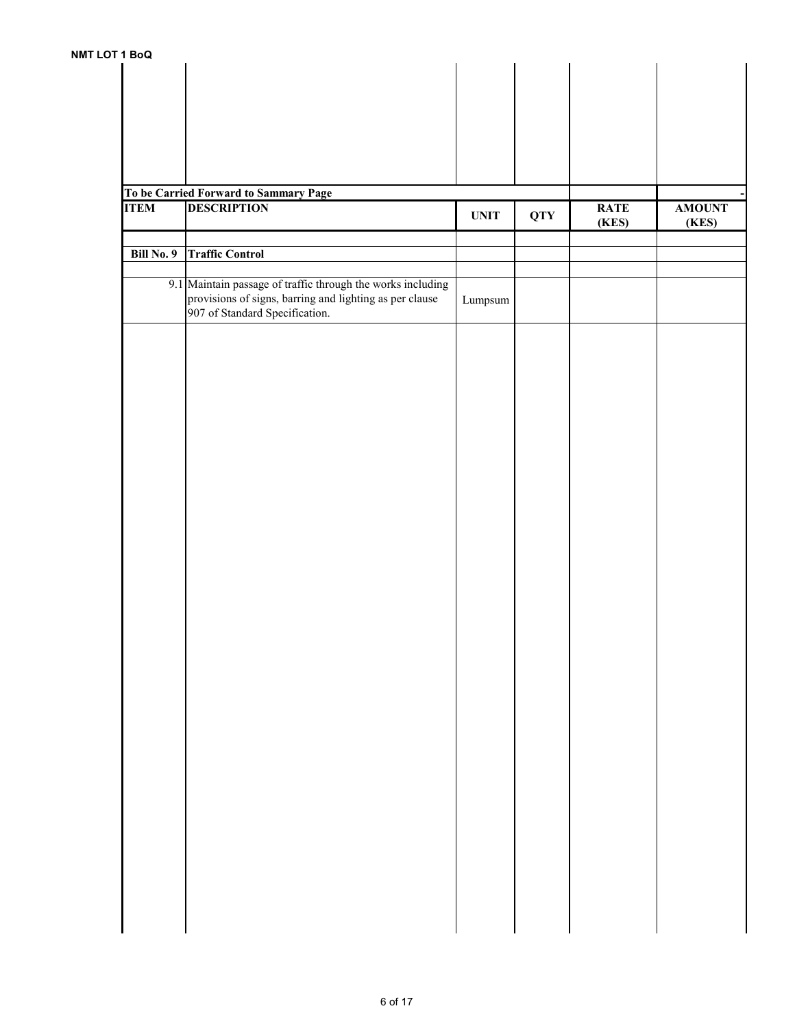| | To be Carried Forward to Sammary Page | | | | - |
|---|---|---|---|---|---|
| **ITEM** | **DESCRIPTION** | **UNIT** | **QTY** | **RATE (KES)** | **AMOUNT (KES)** |
| | | | | | |
| **Bill No. 9** | **Traffic Control** | | | | |
| | | | | | |
| 9.1 | Maintain passage of traffic through the works including provisions of signs, barring and lighting as per clause 907 of Standard Specification. | Lumpsum | | | |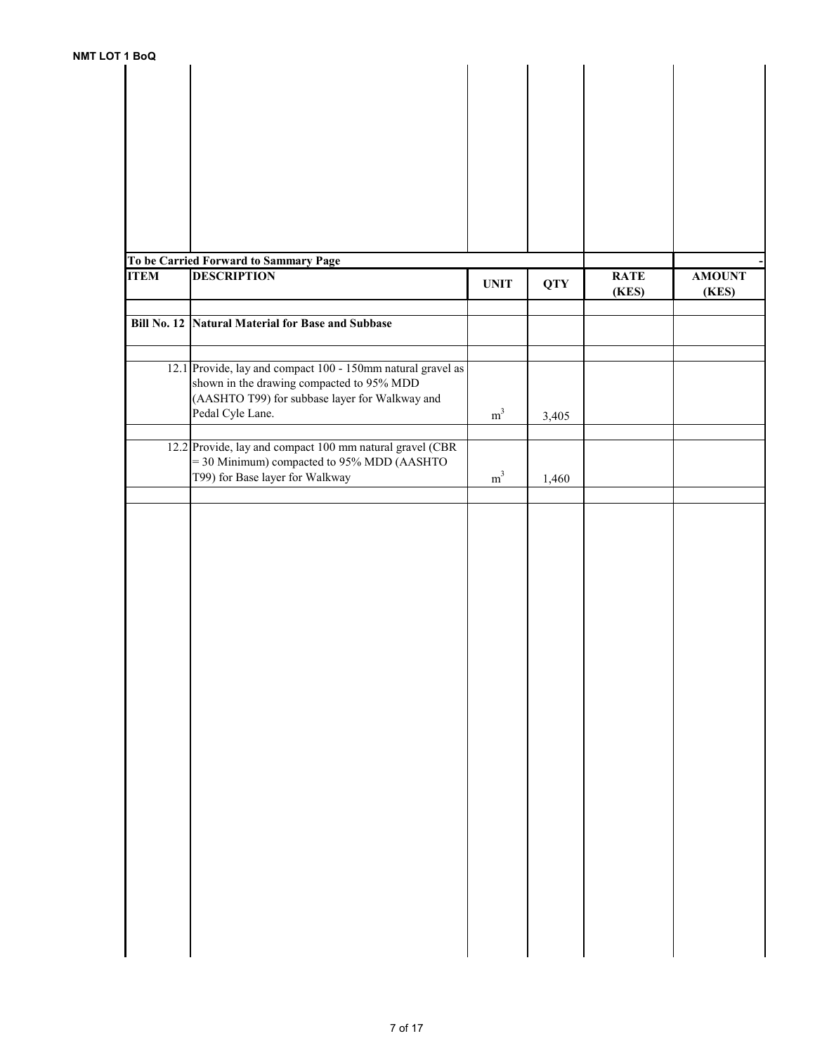| | To be Carried Forward to Sammary Page | | | | - |
|---|---|---|---|---|---|
| **ITEM** | **DESCRIPTION** | **UNIT** | **QTY** | **RATE (KES)** | **AMOUNT (KES)** |
| | | | | | |
| **Bill No. 12** | **Natural Material for Base and Subbase** | | | | |
| | | | | | |
| 12.1 | Provide, lay and compact 100 - 150mm natural gravel as shown in the drawing compacted to 95% MDD (AASHTO T99) for subbase layer for Walkway and Pedal Cyle Lane. | $m^3$ | 3,405 | | |
| | | | | | |
| 12.2 | Provide, lay and compact 100 mm natural gravel (CBR = 30 Minimum) compacted to 95% MDD (AASHTO T99) for Base layer for Walkway | $m^3$ | 1,460 | | |
| | | | | | |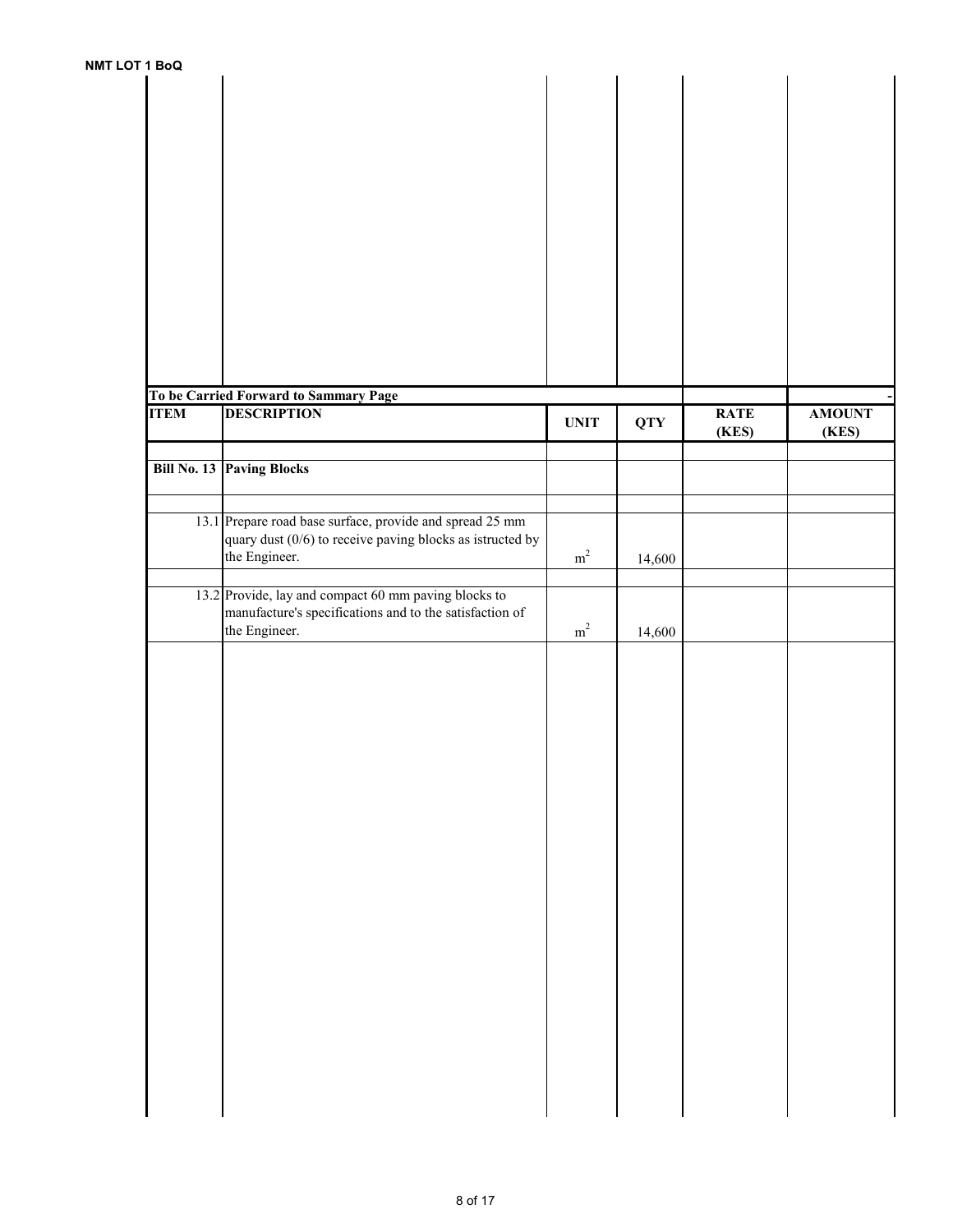| | To be Carried Forward to Sammary Page | | | | - |
|---|---|---|---|---|---|
| **ITEM** | **DESCRIPTION** | **UNIT** | **QTY** | **RATE (KES)** | **AMOUNT (KES)** |
| | | | | | |
| **Bill No. 13** | **Paving Blocks** | | | | |
| | | | | | |
| 13.1 | Prepare road base surface, provide and spread 25 mm quary dust (0/6) to receive paving blocks as istructed by the Engineer. | $m^2$ | 14,600 | | |
| | | | | | |
| 13.2 | Provide, lay and compact 60 mm paving blocks to manufacture's specifications and to the satisfaction of the Engineer. | $m^2$ | 14,600 | | |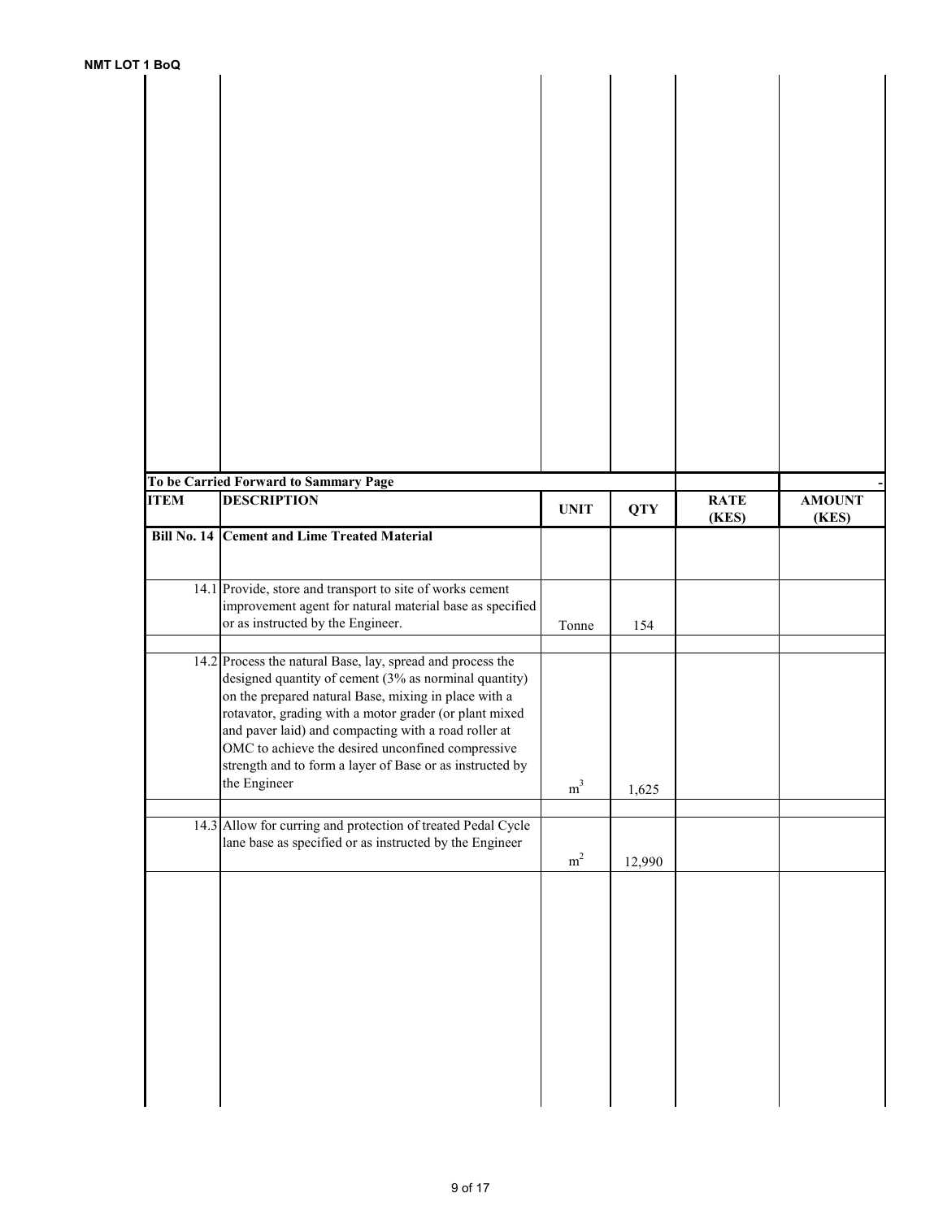| | | | | | |
|---|---|---|---|---|---|
| | **To be Carried Forward to Sammary Page** | | | | - |
| **ITEM** | **DESCRIPTION** | **UNIT** | **QTY** | **RATE (KES)** | **AMOUNT (KES)** |
| **Bill No. 14** | **Cement and Lime Treated Material** | | | | |
| 14.1 | Provide, store and transport to site of works cement improvement agent for natural material base as specified or as instructed by the Engineer. | Tonne | 154 | | |
| 14.2 | Process the natural Base, lay, spread and process the designed quantity of cement (3% as norminal quantity) on the prepared natural Base, mixing in place with a rotavator, grading with a motor grader (or plant mixed and paver laid) and compacting with a road roller at OMC to achieve the desired unconfined compressive strength and to form a layer of Base or as instructed by the Engineer | $m^3$ | 1,625 | | |
| 14.3 | Allow for curring and protection of treated Pedal Cycle lane base as specified or as instructed by the Engineer | $m^2$ | 12,990 | | |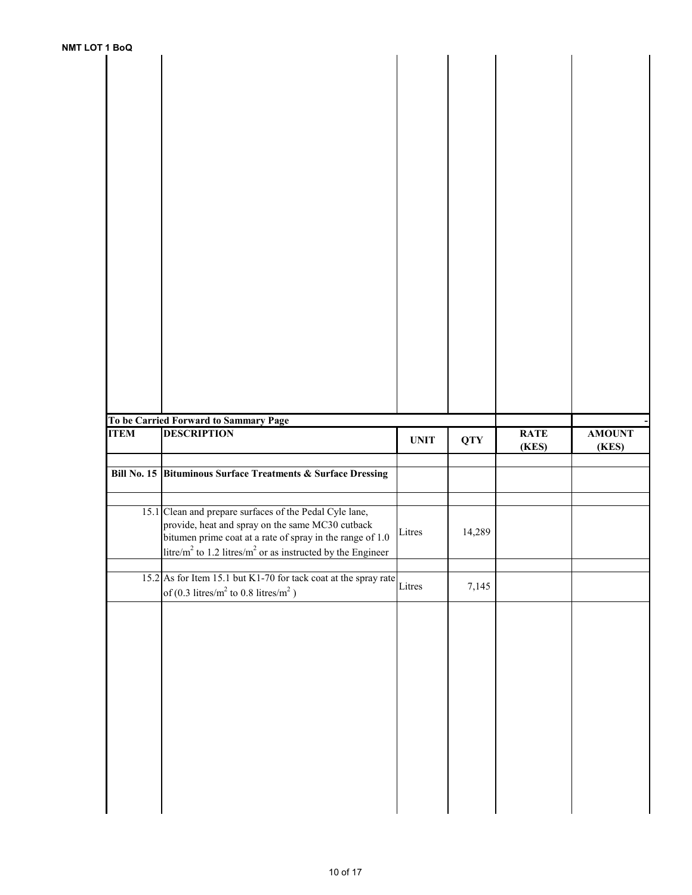| | To be Carried Forward to Sammary Page | | | | - |
|---|---|---|---|---|---|
| **ITEM** | **DESCRIPTION** | **UNIT** | **QTY** | **RATE (KES)** | **AMOUNT (KES)** |
| | | | | | |
| **Bill No. 15** | **Bituminous Surface Treatments & Surface Dressing** | | | | |
| | | | | | |
| 15.1 | Clean and prepare surfaces of the Pedal Cyle lane, provide, heat and spray on the same MC30 cutback bitumen prime coat at a rate of spray in the range of 1.0 litre/$m^2$ to 1.2 litres/$m^2$ or as instructed by the Engineer | Litres | 14,289 | | |
| | | | | | |
| 15.2 | As for Item 15.1 but K1-70 for tack coat at the spray rate of (0.3 litres/$m^2$ to 0.8 litres/$m^2$ ) | Litres | 7,145 | | |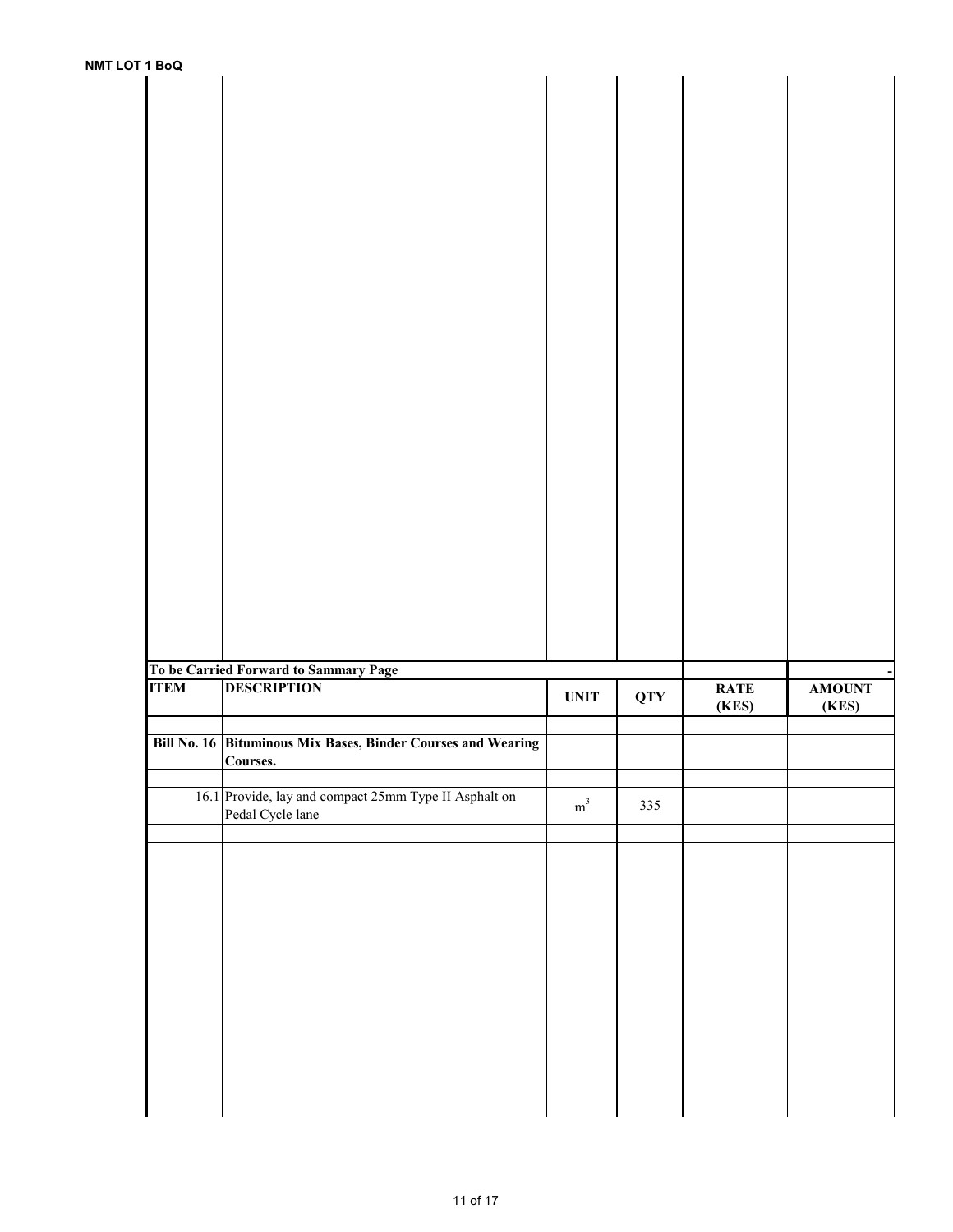| | | | | | |
|---|---|---|---|---|---|
| **To be Carried Forward to Sammary Page** | | | | | - |

| **ITEM** | **DESCRIPTION** | **UNIT** | **QTY** | **RATE (KES)** | **AMOUNT (KES)** |
|---|---|---|---|---|---|
| | | | | | |
| **Bill No. 16** | **Bituminous Mix Bases, Binder Courses and Wearing Courses.** | | | | |
| | | | | | |
| 16.1 | Provide, lay and compact 25mm Type II Asphalt on Pedal Cycle lane | $m^3$ | 335 | | |
| | | | | | |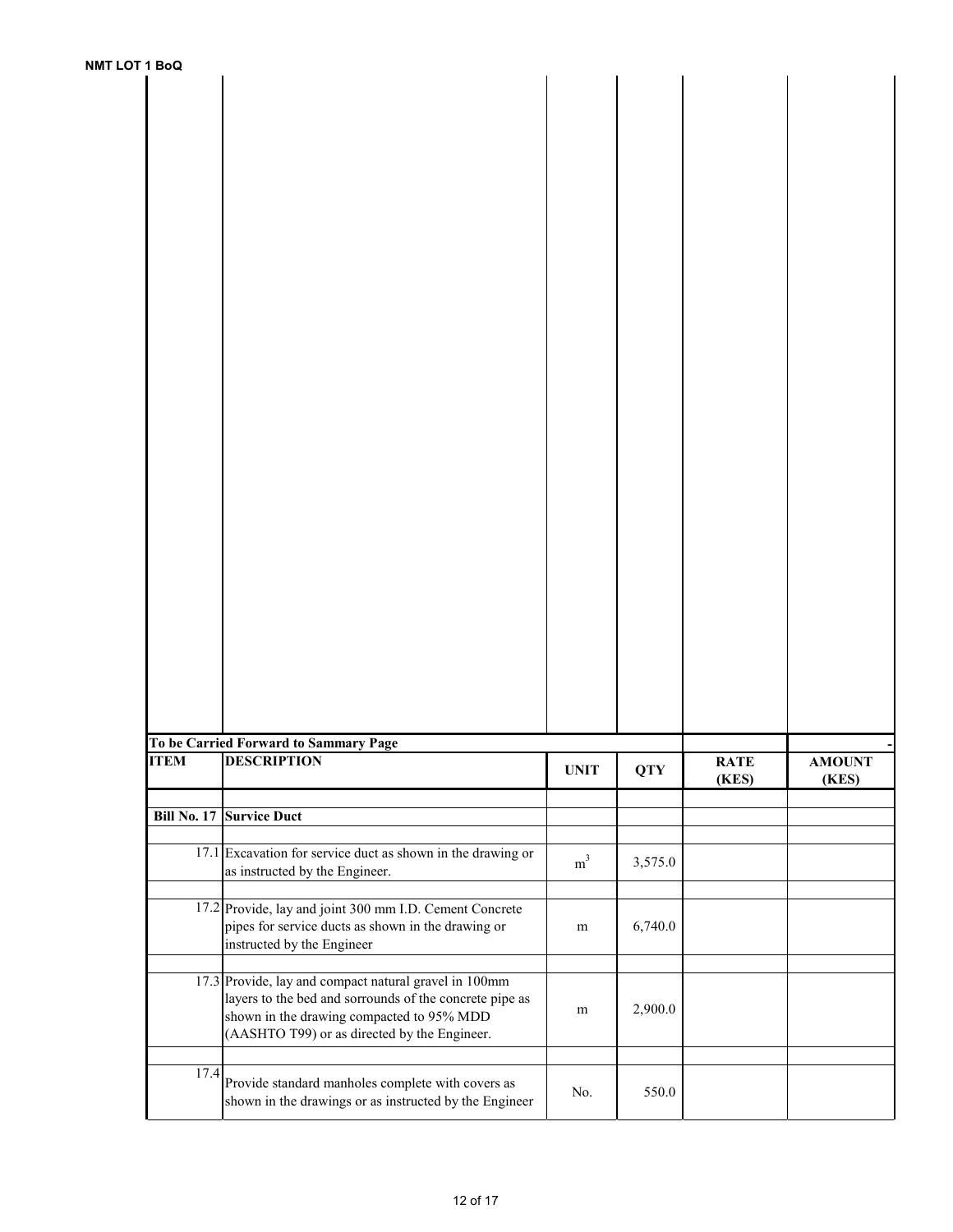| | | | | | |
|---|---|---|---|---|---|
| | To be Carried Forward to Sammary Page | | | | - |

| ITEM | DESCRIPTION | UNIT | QTY | RATE (KES) | AMOUNT (KES) |
|---|---|---|---|---|---|
| | | | | | |
| Bill No. 17 | Survice Duct | | | | |
| | | | | | |
| 17.1 | Excavation for service duct as shown in the drawing or as instructed by the Engineer. | $m^3$ | 3,575.0 | | |
| | | | | | |
| 17.2 | Provide, lay and joint 300 mm I.D. Cement Concrete pipes for service ducts as shown in the drawing or instructed by the Engineer | m | 6,740.0 | | |
| | | | | | |
| 17.3 | Provide, lay and compact natural gravel in 100mm layers to the bed and sorrounds of the concrete pipe as shown in the drawing compacted to 95% MDD (AASHTO T99) or as directed by the Engineer. | m | 2,900.0 | | |
| | | | | | |
| 17.4 | Provide standard manholes complete with covers as shown in the drawings or as instructed by the Engineer | No. | 550.0 | | |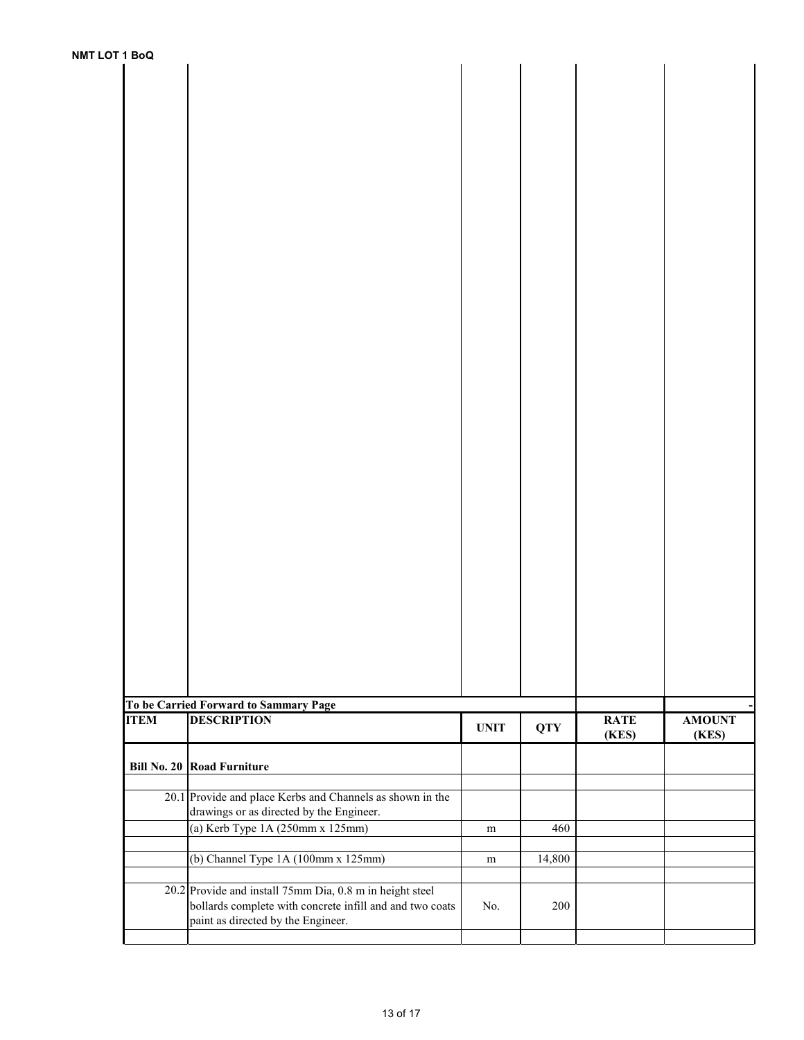| | | | | | |
|---|---|---|---|---|---|
| | **To be Carried Forward to Sammary Page** | | | | - |

| ITEM | DESCRIPTION | UNIT | QTY | RATE (KES) | AMOUNT (KES) |
|---|---|---|---|---|---|
| **Bill No. 20** | **Road Furniture** | | | | |
| | | | | | |
| 20.1 | Provide and place Kerbs and Channels as shown in the drawings or as directed by the Engineer. | | | | |
| | (a) Kerb Type 1A (250mm x 125mm) | m | 460 | | |
| | | | | | |
| | (b) Channel Type 1A (100mm x 125mm) | m | 14,800 | | |
| | | | | | |
| 20.2 | Provide and install 75mm Dia, 0.8 m in height steel bollards complete with concrete infill and and two coats paint as directed by the Engineer. | No. | 200 | | |
| | | | | | |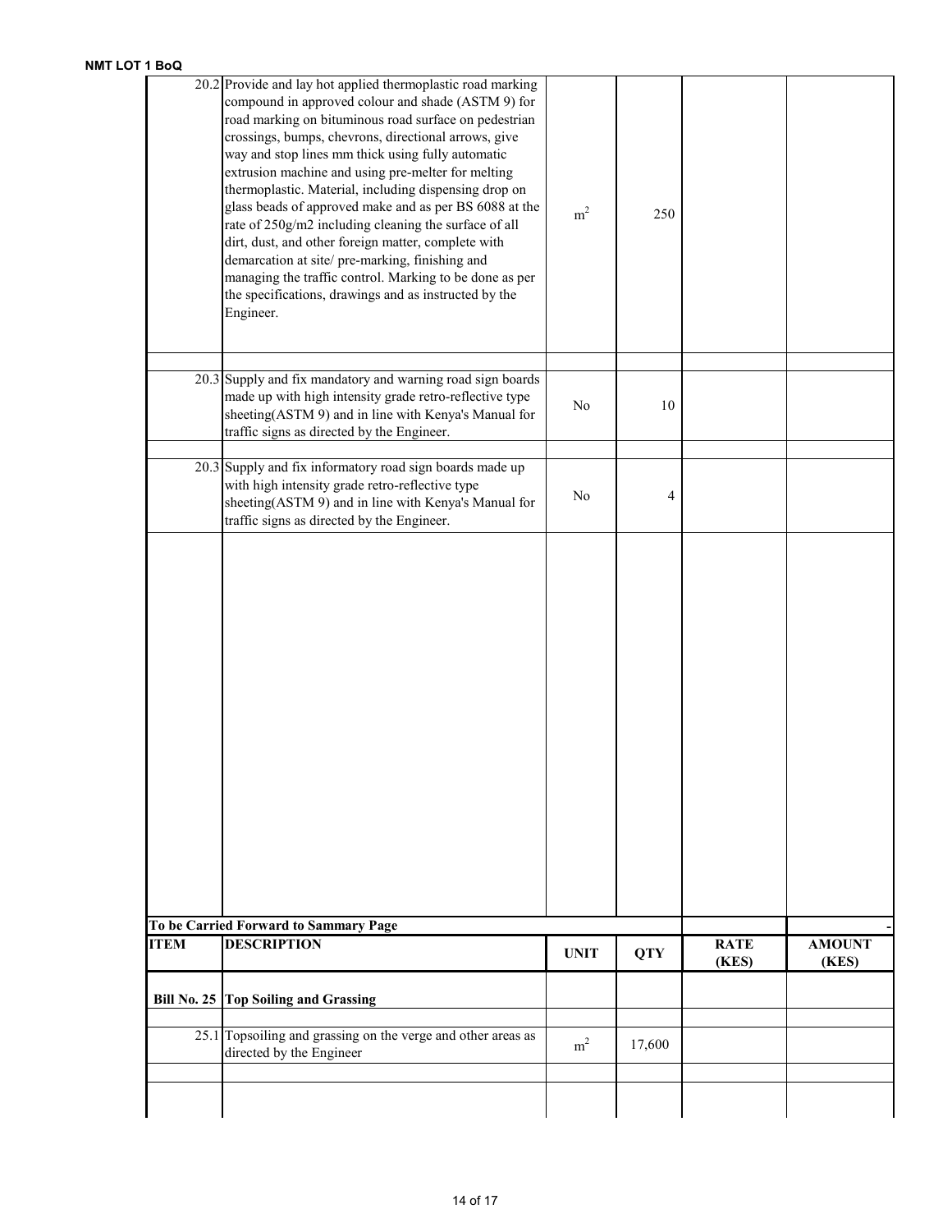| | | | | | |
|---|---|---|---|---|---|
| 20.2 | Provide and lay hot applied thermoplastic road marking compound in approved colour and shade (ASTM 9) for road marking on bituminous road surface on pedestrian crossings, bumps, chevrons, directional arrows, give way and stop lines mm thick using fully automatic extrusion machine and using pre-melter for melting thermoplastic. Material, including dispensing drop on glass beads of approved make and as per BS 6088 at the rate of 250g/m2 including cleaning the surface of all dirt, dust, and other foreign matter, complete with demarcation at site/ pre-marking, finishing and managing the traffic control. Marking to be done as per the specifications, drawings and as instructed by the Engineer. | $m^2$ | 250 | | |
| | | | | | |
| 20.3 | Supply and fix mandatory and warning road sign boards made up with high intensity grade retro-reflective type sheeting(ASTM 9) and in line with Kenya's Manual for traffic signs as directed by the Engineer. | No | 10 | | |
| | | | | | |
| 20.3 | Supply and fix informatory road sign boards made up with high intensity grade retro-reflective type sheeting(ASTM 9) and in line with Kenya's Manual for traffic signs as directed by the Engineer. | No | 4 | | |
| | | | | | |
| **To be Carried Forward to Sammary Page** | | | | | - |

| ITEM | DESCRIPTION | UNIT | QTY | RATE (KES) | AMOUNT (KES) |
|---|---|---|---|---|---|
| **Bill No. 25** | **Top Soiling and Grassing** | | | | |
| | | | | | |
| 25.1 | Topsoiling and grassing on the verge and other areas as directed by the Engineer | $m^2$ | 17,600 | | |
| | | | | | |
| | | | | | |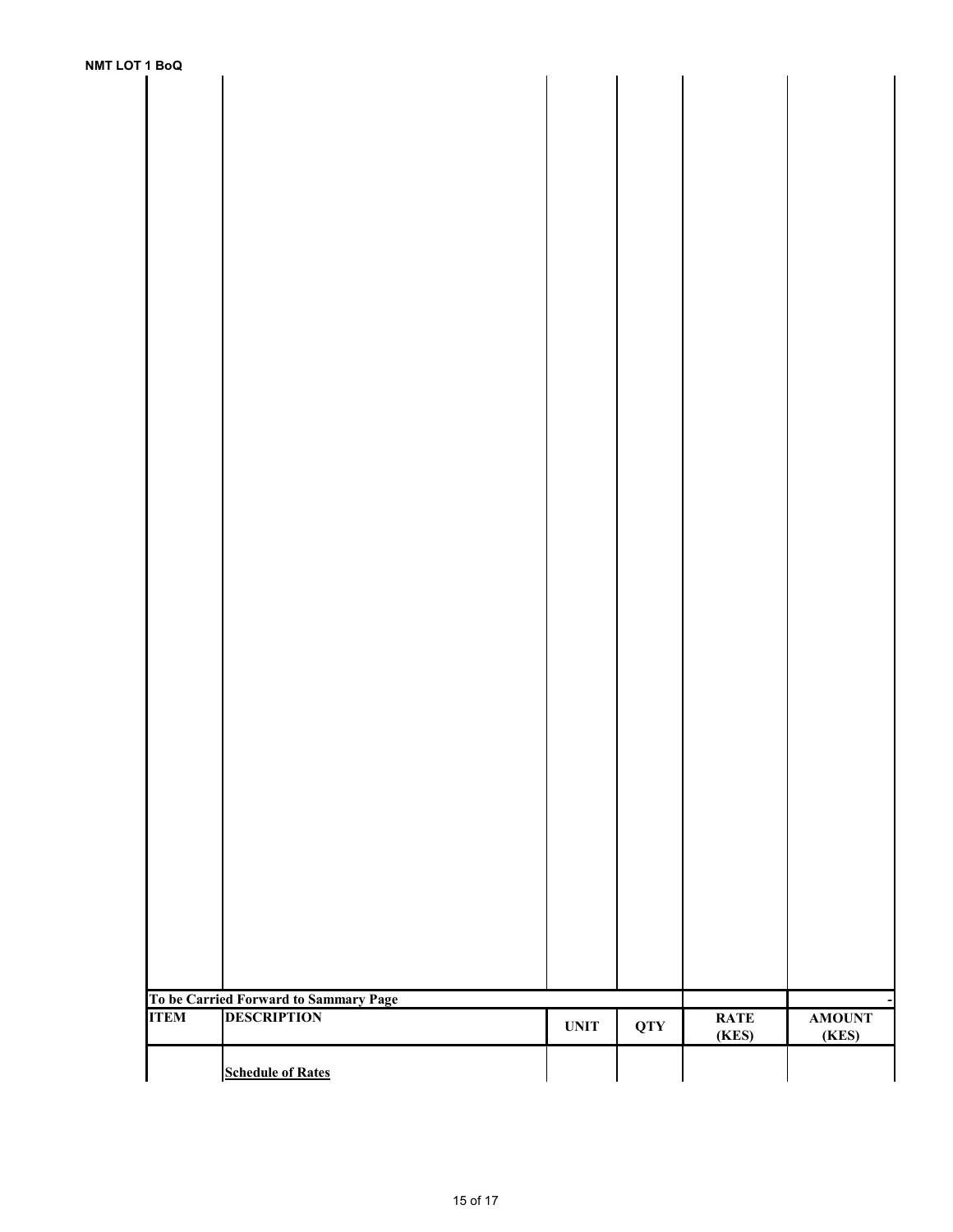| | | | | | |
|---|---|---|---|---|---|
| **To be Carried Forward to Sammary Page** | | | | | - |

| ITEM | DESCRIPTION | UNIT | QTY | RATE (KES) | AMOUNT (KES) |
|---|---|---|---|---|---|
| | **Schedule of Rates** | | | | |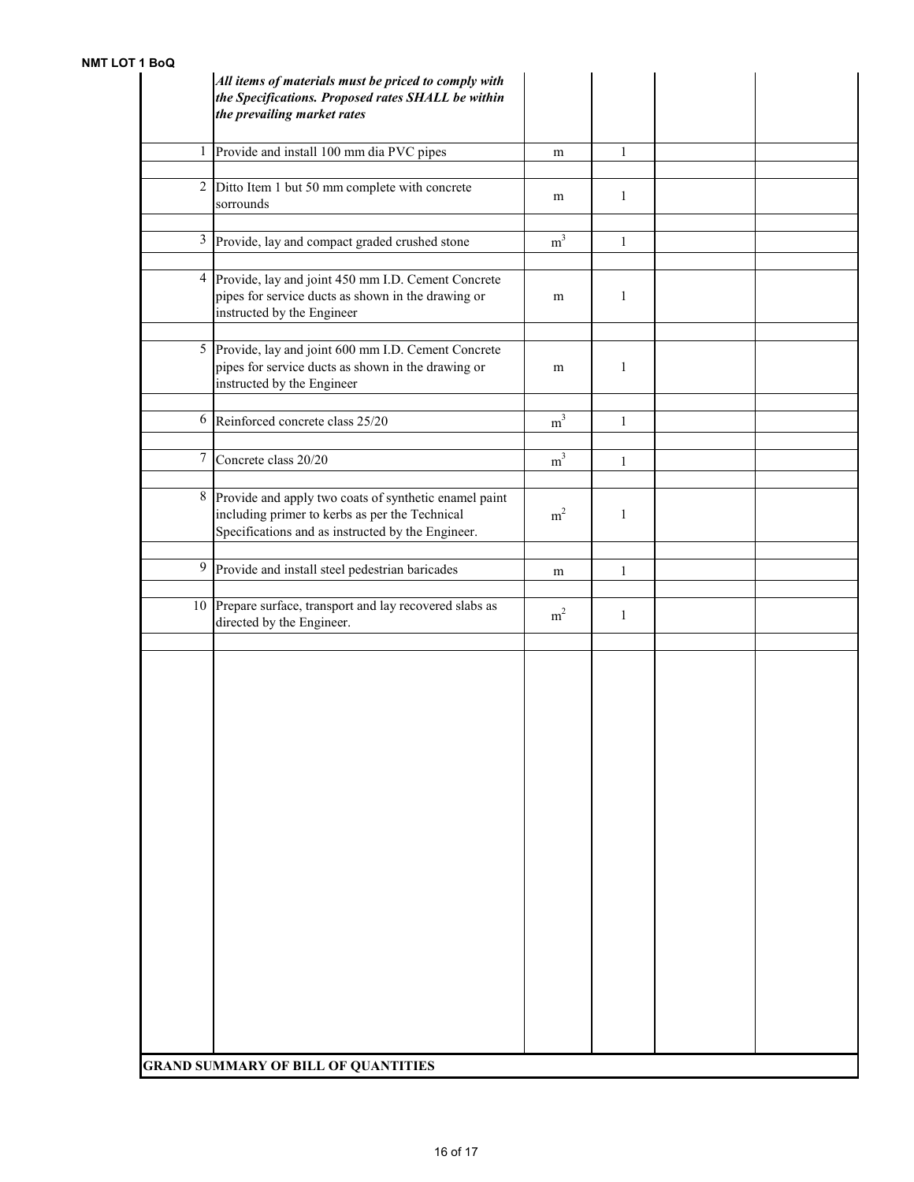| | | | | | |
|---|---|---|---|---|---|
| | ***All items of materials must be priced to comply with the Specifications. Proposed rates SHALL be within the prevailing market rates*** | | | | |
| 1 | Provide and install 100 mm dia PVC pipes | m | 1 | | |
| 2 | Ditto Item 1 but 50 mm complete with concrete sorrounds | m | 1 | | |
| 3 | Provide, lay and compact graded crushed stone | $m^3$ | 1 | | |
| 4 | Provide, lay and joint 450 mm I.D. Cement Concrete pipes for service ducts as shown in the drawing or instructed by the Engineer | m | 1 | | |
| 5 | Provide, lay and joint 600 mm I.D. Cement Concrete pipes for service ducts as shown in the drawing or instructed by the Engineer | m | 1 | | |
| 6 | Reinforced concrete class 25/20 | $m^3$ | 1 | | |
| 7 | Concrete class 20/20 | $m^3$ | 1 | | |
| 8 | Provide and apply two coats of synthetic enamel paint including primer to kerbs as per the Technical Specifications and as instructed by the Engineer. | $m^2$ | 1 | | |
| 9 | Provide and install steel pedestrian baricades | m | 1 | | |
| 10 | Prepare surface, transport and lay recovered slabs as directed by the Engineer. | $m^2$ | 1 | | |

**GRAND SUMMARY OF BILL OF QUANTITIES**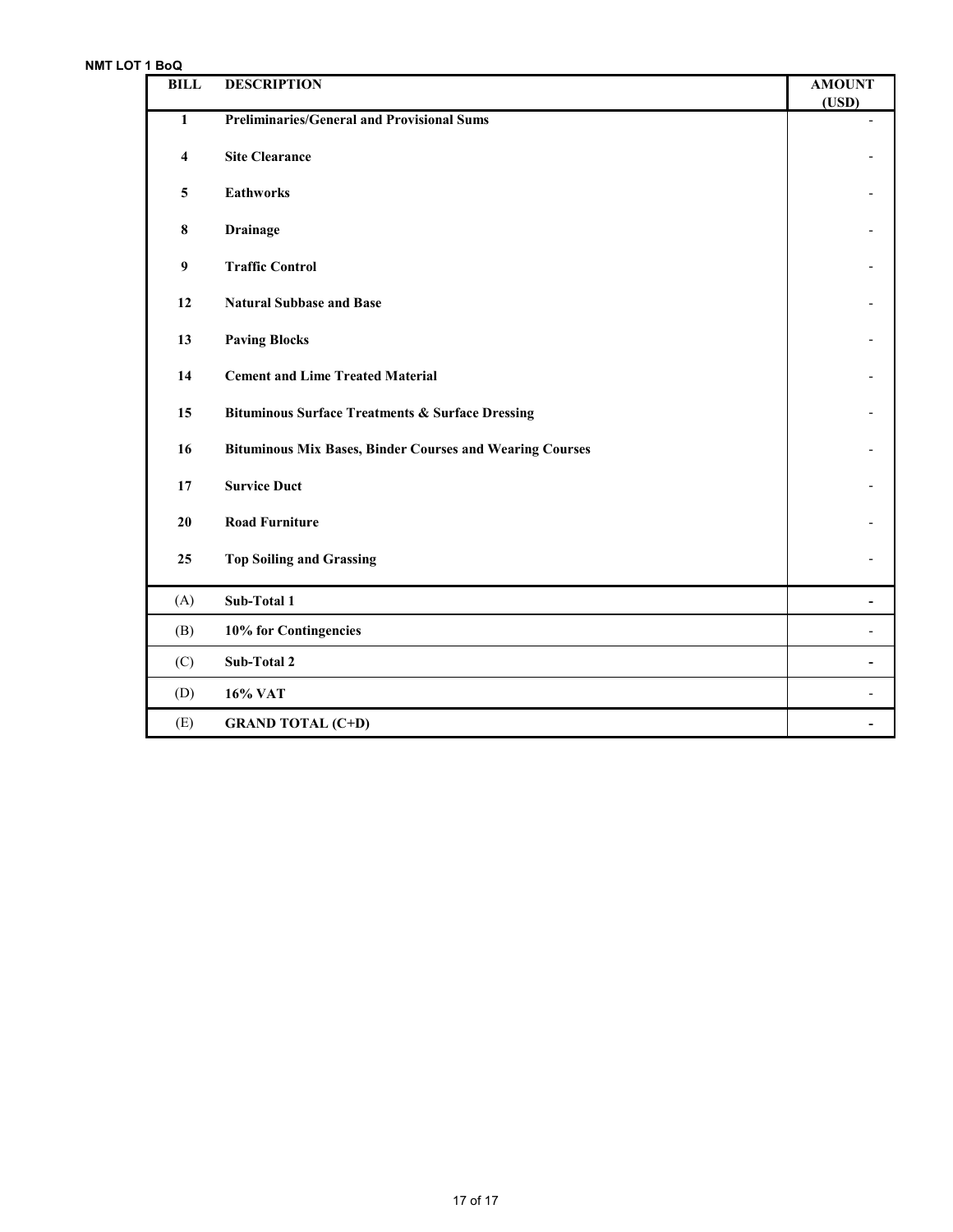**NMT LOT 1 BoQ**

| BILL | DESCRIPTION | AMOUNT (USD) |
|---|---|---|
| 1 | **Preliminaries/General and Provisional Sums** | - |
| 4 | **Site Clearance** | - |
| 5 | **Eathworks** | - |
| 8 | **Drainage** | - |
| 9 | **Traffic Control** | - |
| 12 | **Natural Subbase and Base** | - |
| 13 | **Paving Blocks** | - |
| 14 | **Cement and Lime Treated Material** | - |
| 15 | **Bituminous Surface Treatments & Surface Dressing** | - |
| 16 | **Bituminous Mix Bases, Binder Courses and Wearing Courses** | - |
| 17 | **Survice Duct** | - |
| 20 | **Road Furniture** | - |
| 25 | **Top Soiling and Grassing** | - |
| (A) | **Sub-Total 1** | **-** |
| (B) | **10% for Contingencies** | - |
| (C) | **Sub-Total 2** | **-** |
| (D) | **16% VAT** | - |
| (E) | **GRAND TOTAL (C+D)** | **-** |